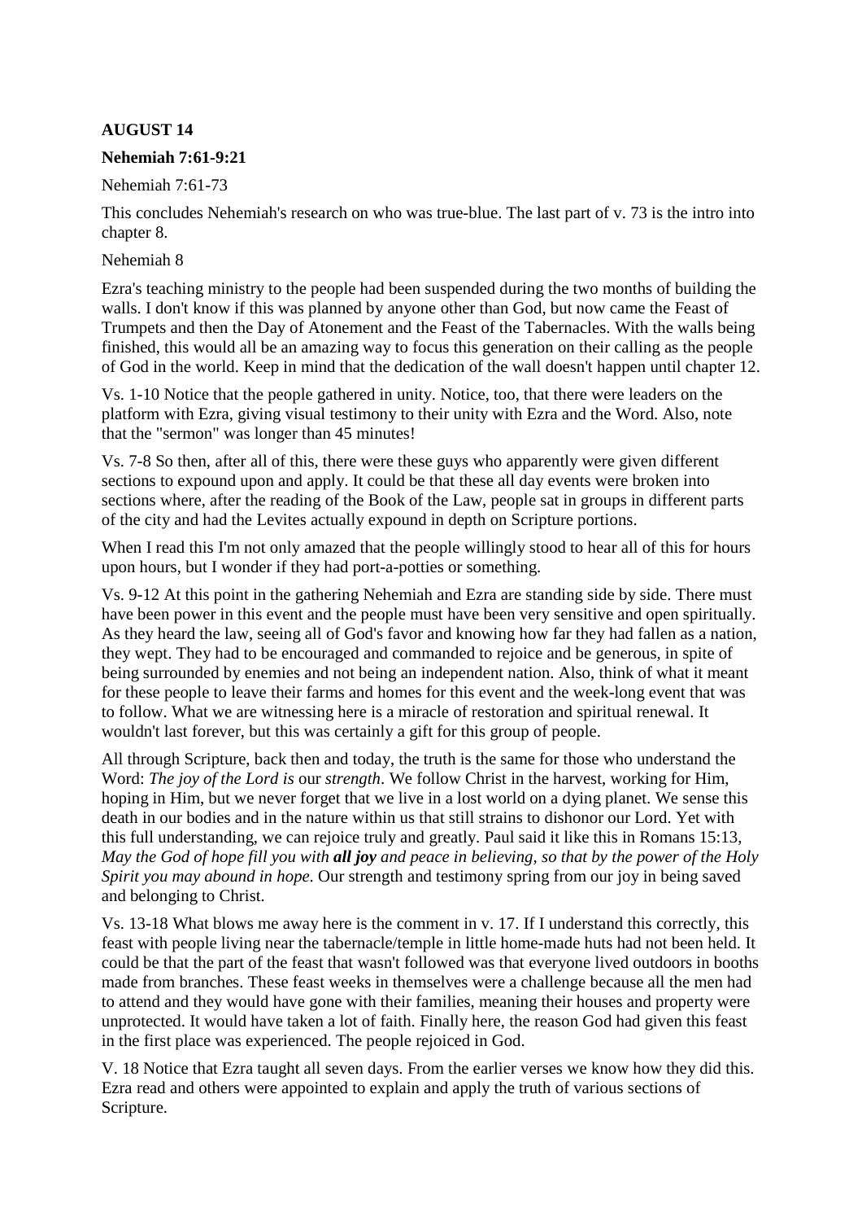**AUGUST 14**

**Nehemiah 7:61-9:21**

Nehemiah 7:61-73

This concludes Nehemiah's research on who was true-blue. The last part of v. 73 is the intro into chapter 8.

Nehemiah 8

Ezra's teaching ministry to the people had been suspended during the two months of building the walls. I don't know if this was planned by anyone other than God, but now came the Feast of Trumpets and then the Day of Atonement and the Feast of the Tabernacles. With the walls being finished, this would all be an amazing way to focus this generation on their calling as the people of God in the world. Keep in mind that the dedication of the wall doesn't happen until chapter 12.

Vs. 1-10 Notice that the people gathered in unity. Notice, too, that there were leaders on the platform with Ezra, giving visual testimony to their unity with Ezra and the Word. Also, note that the "sermon" was longer than 45 minutes!

Vs. 7-8 So then, after all of this, there were these guys who apparently were given different sections to expound upon and apply. It could be that these all day events were broken into sections where, after the reading of the Book of the Law, people sat in groups in different parts of the city and had the Levites actually expound in depth on Scripture portions.

When I read this I'm not only amazed that the people willingly stood to hear all of this for hours upon hours, but I wonder if they had port-a-potties or something.

Vs. 9-12 At this point in the gathering Nehemiah and Ezra are standing side by side. There must have been power in this event and the people must have been very sensitive and open spiritually. As they heard the law, seeing all of God's favor and knowing how far they had fallen as a nation, they wept. They had to be encouraged and commanded to rejoice and be generous, in spite of being surrounded by enemies and not being an independent nation. Also, think of what it meant for these people to leave their farms and homes for this event and the week-long event that was to follow. What we are witnessing here is a miracle of restoration and spiritual renewal. It wouldn't last forever, but this was certainly a gift for this group of people.

All through Scripture, back then and today, the truth is the same for those who understand the Word: *The joy of the Lord is* our *strength*. We follow Christ in the harvest, working for Him, hoping in Him, but we never forget that we live in a lost world on a dying planet. We sense this death in our bodies and in the nature within us that still strains to dishonor our Lord. Yet with this full understanding, we can rejoice truly and greatly. Paul said it like this in Romans 15:13, *May the God of hope fill you with **all joy** and peace in believing, so that by the power of the Holy Spirit you may abound in hope.* Our strength and testimony spring from our joy in being saved and belonging to Christ.

Vs. 13-18 What blows me away here is the comment in v. 17. If I understand this correctly, this feast with people living near the tabernacle/temple in little home-made huts had not been held. It could be that the part of the feast that wasn't followed was that everyone lived outdoors in booths made from branches. These feast weeks in themselves were a challenge because all the men had to attend and they would have gone with their families, meaning their houses and property were unprotected. It would have taken a lot of faith. Finally here, the reason God had given this feast in the first place was experienced. The people rejoiced in God.

V. 18 Notice that Ezra taught all seven days. From the earlier verses we know how they did this. Ezra read and others were appointed to explain and apply the truth of various sections of Scripture.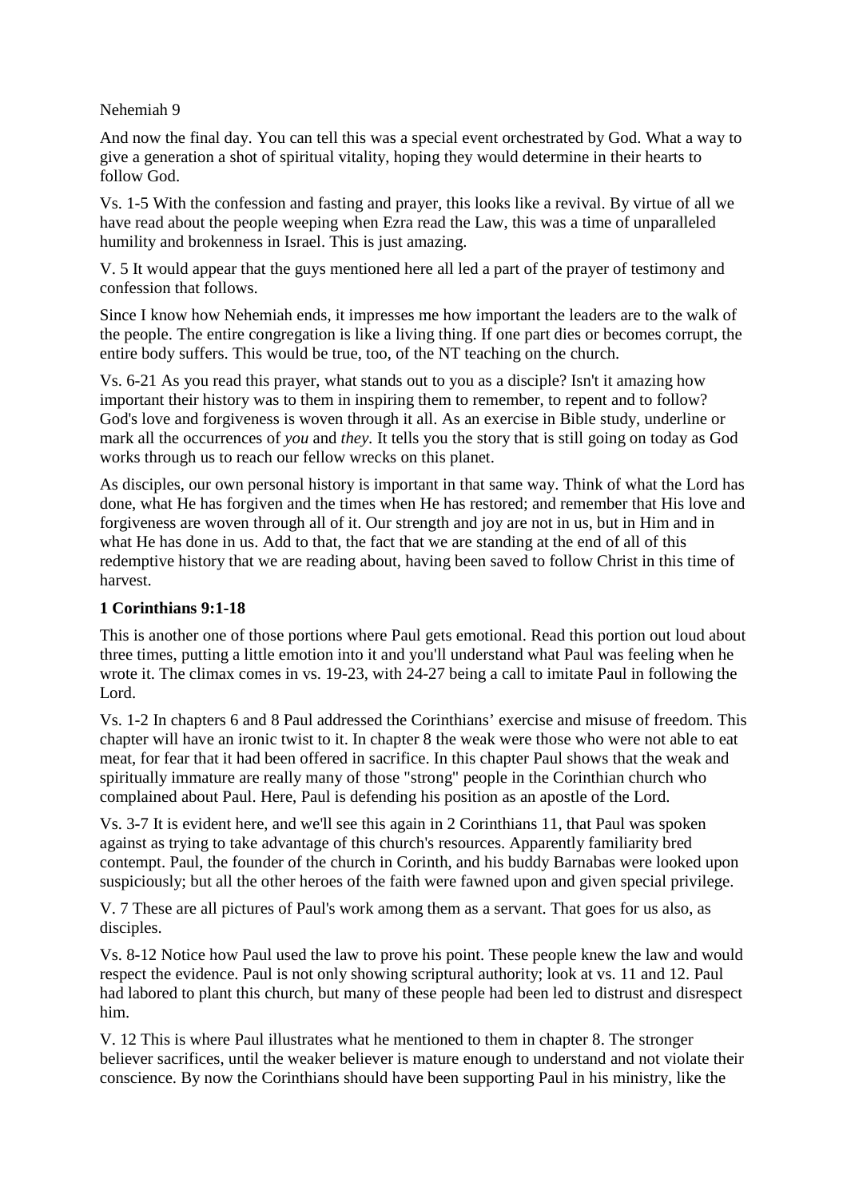Nehemiah 9

And now the final day. You can tell this was a special event orchestrated by God. What a way to give a generation a shot of spiritual vitality, hoping they would determine in their hearts to follow God.

Vs. 1-5 With the confession and fasting and prayer, this looks like a revival. By virtue of all we have read about the people weeping when Ezra read the Law, this was a time of unparalleled humility and brokenness in Israel. This is just amazing.

V. 5 It would appear that the guys mentioned here all led a part of the prayer of testimony and confession that follows.

Since I know how Nehemiah ends, it impresses me how important the leaders are to the walk of the people. The entire congregation is like a living thing. If one part dies or becomes corrupt, the entire body suffers. This would be true, too, of the NT teaching on the church.

Vs. 6-21 As you read this prayer, what stands out to you as a disciple? Isn't it amazing how important their history was to them in inspiring them to remember, to repent and to follow? God's love and forgiveness is woven through it all. As an exercise in Bible study, underline or mark all the occurrences of *you* and *they.* It tells you the story that is still going on today as God works through us to reach our fellow wrecks on this planet.

As disciples, our own personal history is important in that same way. Think of what the Lord has done, what He has forgiven and the times when He has restored; and remember that His love and forgiveness are woven through all of it. Our strength and joy are not in us, but in Him and in what He has done in us. Add to that, the fact that we are standing at the end of all of this redemptive history that we are reading about, having been saved to follow Christ in this time of harvest.

**1 Corinthians 9:1-18**

This is another one of those portions where Paul gets emotional. Read this portion out loud about three times, putting a little emotion into it and you'll understand what Paul was feeling when he wrote it. The climax comes in vs. 19-23, with 24-27 being a call to imitate Paul in following the Lord.

Vs. 1-2 In chapters 6 and 8 Paul addressed the Corinthians' exercise and misuse of freedom. This chapter will have an ironic twist to it. In chapter 8 the weak were those who were not able to eat meat, for fear that it had been offered in sacrifice. In this chapter Paul shows that the weak and spiritually immature are really many of those "strong" people in the Corinthian church who complained about Paul. Here, Paul is defending his position as an apostle of the Lord.

Vs. 3-7 It is evident here, and we'll see this again in 2 Corinthians 11, that Paul was spoken against as trying to take advantage of this church's resources. Apparently familiarity bred contempt. Paul, the founder of the church in Corinth, and his buddy Barnabas were looked upon suspiciously; but all the other heroes of the faith were fawned upon and given special privilege.

V. 7 These are all pictures of Paul's work among them as a servant. That goes for us also, as disciples.

Vs. 8-12 Notice how Paul used the law to prove his point. These people knew the law and would respect the evidence. Paul is not only showing scriptural authority; look at vs. 11 and 12. Paul had labored to plant this church, but many of these people had been led to distrust and disrespect him.

V. 12 This is where Paul illustrates what he mentioned to them in chapter 8. The stronger believer sacrifices, until the weaker believer is mature enough to understand and not violate their conscience. By now the Corinthians should have been supporting Paul in his ministry, like the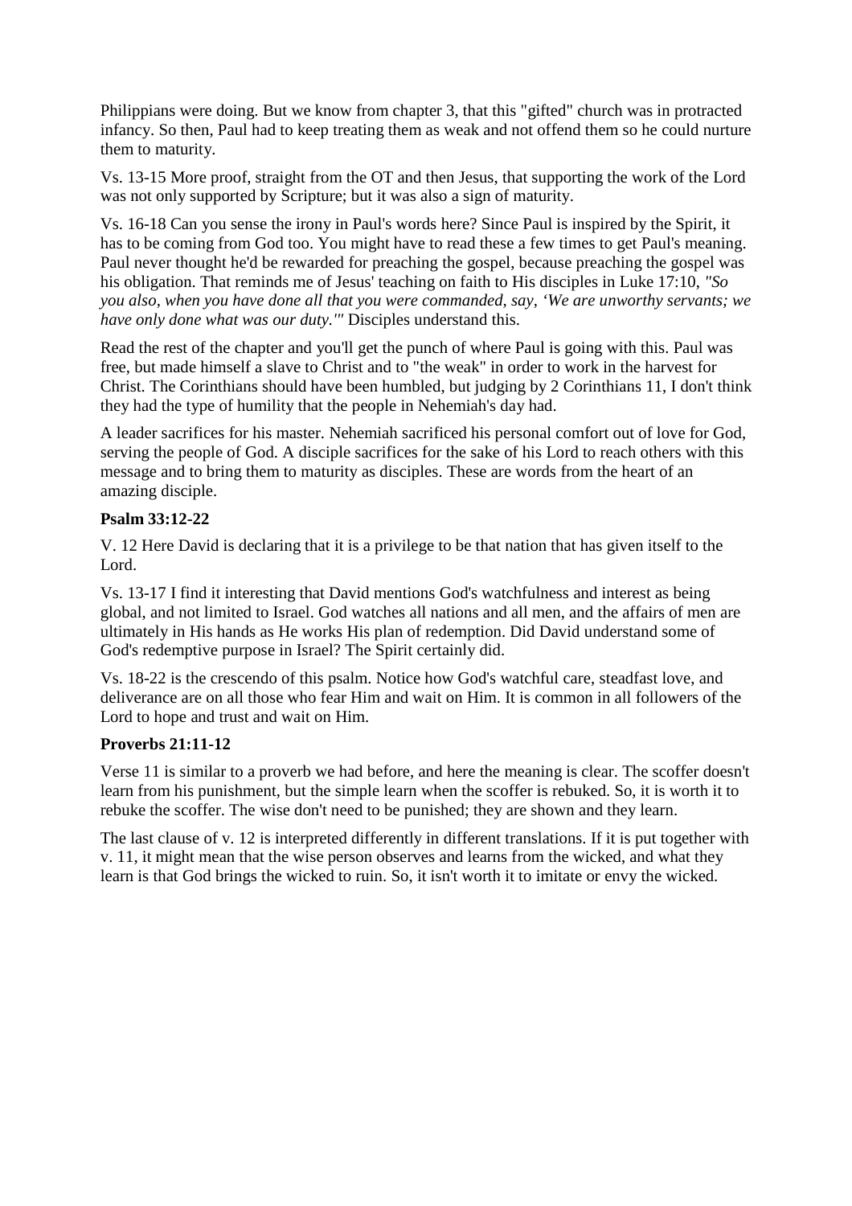Philippians were doing. But we know from chapter 3, that this "gifted" church was in protracted infancy. So then, Paul had to keep treating them as weak and not offend them so he could nurture them to maturity.

Vs. 13-15 More proof, straight from the OT and then Jesus, that supporting the work of the Lord was not only supported by Scripture; but it was also a sign of maturity.

Vs. 16-18 Can you sense the irony in Paul's words here? Since Paul is inspired by the Spirit, it has to be coming from God too. You might have to read these a few times to get Paul's meaning. Paul never thought he'd be rewarded for preaching the gospel, because preaching the gospel was his obligation. That reminds me of Jesus' teaching on faith to His disciples in Luke 17:10, *"So you also, when you have done all that you were commanded, say, 'We are unworthy servants; we have only done what was our duty.'"* Disciples understand this.

Read the rest of the chapter and you'll get the punch of where Paul is going with this. Paul was free, but made himself a slave to Christ and to "the weak" in order to work in the harvest for Christ. The Corinthians should have been humbled, but judging by 2 Corinthians 11, I don't think they had the type of humility that the people in Nehemiah's day had.

A leader sacrifices for his master. Nehemiah sacrificed his personal comfort out of love for God, serving the people of God. A disciple sacrifices for the sake of his Lord to reach others with this message and to bring them to maturity as disciples. These are words from the heart of an amazing disciple.

**Psalm 33:12-22**

V. 12 Here David is declaring that it is a privilege to be that nation that has given itself to the Lord.

Vs. 13-17 I find it interesting that David mentions God's watchfulness and interest as being global, and not limited to Israel. God watches all nations and all men, and the affairs of men are ultimately in His hands as He works His plan of redemption. Did David understand some of God's redemptive purpose in Israel? The Spirit certainly did.

Vs. 18-22 is the crescendo of this psalm. Notice how God's watchful care, steadfast love, and deliverance are on all those who fear Him and wait on Him. It is common in all followers of the Lord to hope and trust and wait on Him.

**Proverbs 21:11-12**

Verse 11 is similar to a proverb we had before, and here the meaning is clear. The scoffer doesn't learn from his punishment, but the simple learn when the scoffer is rebuked. So, it is worth it to rebuke the scoffer. The wise don't need to be punished; they are shown and they learn.

The last clause of v. 12 is interpreted differently in different translations. If it is put together with v. 11, it might mean that the wise person observes and learns from the wicked, and what they learn is that God brings the wicked to ruin. So, it isn't worth it to imitate or envy the wicked.